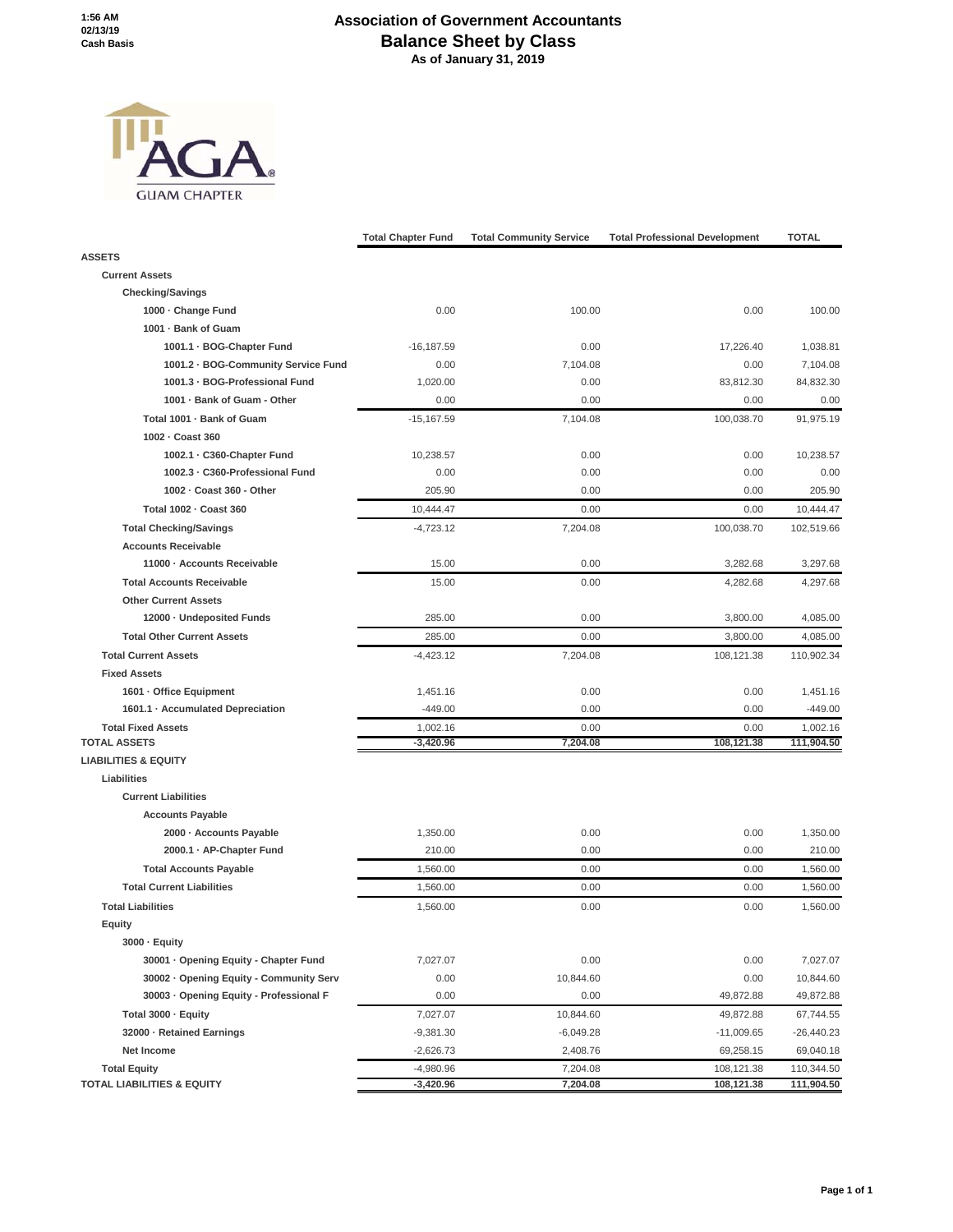1:56 AM
02/13/19
Cash Basis

# Association of Government Accountants
## Balance Sheet by Class
### As of January 31, 2019

|  | Total Chapter Fund | Total Community Service | Total Professional Development | TOTAL |
|---|---|---|---|---|
| **ASSETS** | | | | |
| **Current Assets** | | | | |
| **Checking/Savings** | | | | |
| **1000 · Change Fund** | 0.00 | 100.00 | 0.00 | 100.00 |
| **1001 · Bank of Guam** | | | | |
| **1001.1 · BOG-Chapter Fund** | -16,187.59 | 0.00 | 17,226.40 | 1,038.81 |
| **1001.2 · BOG-Community Service Fund** | 0.00 | 7,104.08 | 0.00 | 7,104.08 |
| **1001.3 · BOG-Professional Fund** | 1,020.00 | 0.00 | 83,812.30 | 84,832.30 |
| **1001 · Bank of Guam - Other** | 0.00 | 0.00 | 0.00 | 0.00 |
| **Total 1001 · Bank of Guam** | -15,167.59 | 7,104.08 | 100,038.70 | 91,975.19 |
| **1002 · Coast 360** | | | | |
| **1002.1 · C360-Chapter Fund** | 10,238.57 | 0.00 | 0.00 | 10,238.57 |
| **1002.3 · C360-Professional Fund** | 0.00 | 0.00 | 0.00 | 0.00 |
| **1002 · Coast 360 - Other** | 205.90 | 0.00 | 0.00 | 205.90 |
| **Total 1002 · Coast 360** | 10,444.47 | 0.00 | 0.00 | 10,444.47 |
| **Total Checking/Savings** | -4,723.12 | 7,204.08 | 100,038.70 | 102,519.66 |
| **Accounts Receivable** | | | | |
| **11000 · Accounts Receivable** | 15.00 | 0.00 | 3,282.68 | 3,297.68 |
| **Total Accounts Receivable** | 15.00 | 0.00 | 4,282.68 | 4,297.68 |
| **Other Current Assets** | | | | |
| **12000 · Undeposited Funds** | 285.00 | 0.00 | 3,800.00 | 4,085.00 |
| **Total Other Current Assets** | 285.00 | 0.00 | 3,800.00 | 4,085.00 |
| **Total Current Assets** | -4,423.12 | 7,204.08 | 108,121.38 | 110,902.34 |
| **Fixed Assets** | | | | |
| **1601 · Office Equipment** | 1,451.16 | 0.00 | 0.00 | 1,451.16 |
| **1601.1 · Accumulated Depreciation** | -449.00 | 0.00 | 0.00 | -449.00 |
| **Total Fixed Assets** | 1,002.16 | 0.00 | 0.00 | 1,002.16 |
| **TOTAL ASSETS** | -3,420.96 | 7,204.08 | 108,121.38 | 111,904.50 |
| **LIABILITIES & EQUITY** | | | | |
| **Liabilities** | | | | |
| **Current Liabilities** | | | | |
| **Accounts Payable** | | | | |
| **2000 · Accounts Payable** | 1,350.00 | 0.00 | 0.00 | 1,350.00 |
| **2000.1 · AP-Chapter Fund** | 210.00 | 0.00 | 0.00 | 210.00 |
| **Total Accounts Payable** | 1,560.00 | 0.00 | 0.00 | 1,560.00 |
| **Total Current Liabilities** | 1,560.00 | 0.00 | 0.00 | 1,560.00 |
| **Total Liabilities** | 1,560.00 | 0.00 | 0.00 | 1,560.00 |
| **Equity** | | | | |
| **3000 · Equity** | | | | |
| **30001 · Opening Equity - Chapter Fund** | 7,027.07 | 0.00 | 0.00 | 7,027.07 |
| **30002 · Opening Equity - Community Serv** | 0.00 | 10,844.60 | 0.00 | 10,844.60 |
| **30003 · Opening Equity - Professional F** | 0.00 | 0.00 | 49,872.88 | 49,872.88 |
| **Total 3000 · Equity** | 7,027.07 | 10,844.60 | 49,872.88 | 67,744.55 |
| **32000 · Retained Earnings** | -9,381.30 | -6,049.28 | -11,009.65 | -26,440.23 |
| **Net Income** | -2,626.73 | 2,408.76 | 69,258.15 | 69,040.18 |
| **Total Equity** | -4,980.96 | 7,204.08 | 108,121.38 | 110,344.50 |
| **TOTAL LIABILITIES & EQUITY** | -3,420.96 | 7,204.08 | 108,121.38 | 111,904.50 |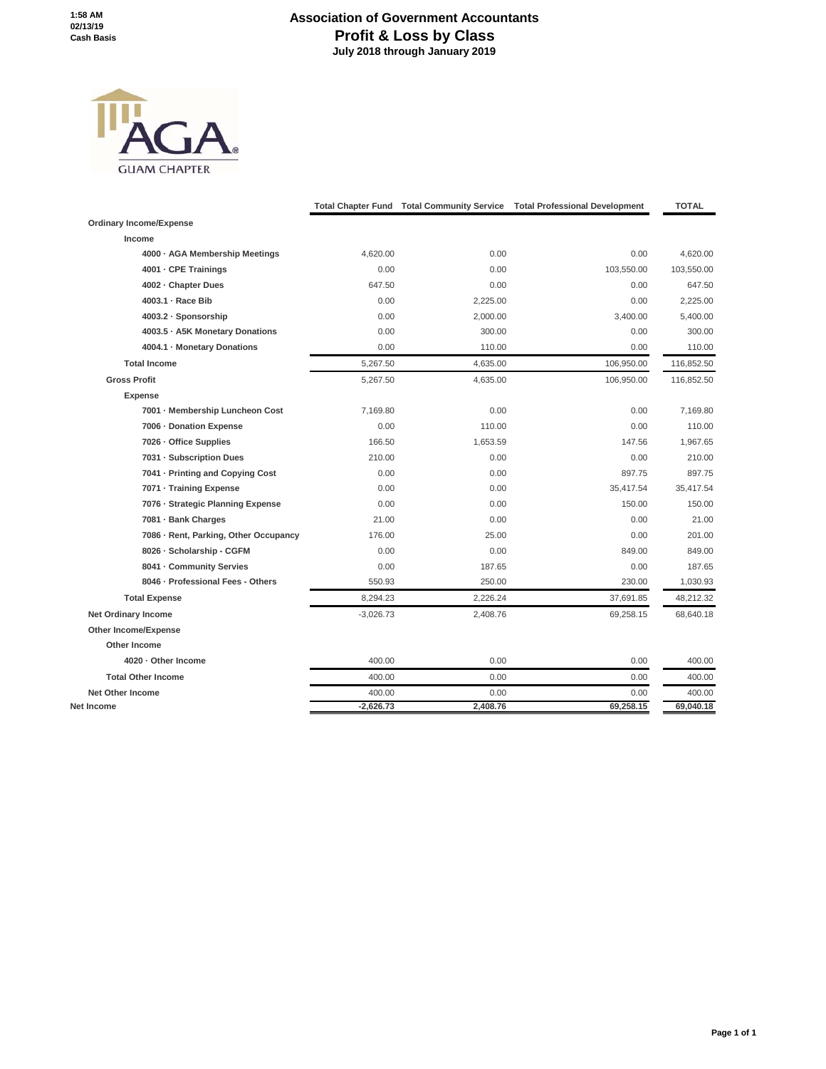1:58 AM
02/13/19
Cash Basis

# Association of Government Accountants
## Profit & Loss by Class
### July 2018 through January 2019

AGA GUAM CHAPTER

| | Total Chapter Fund | Total Community Service | Total Professional Development | TOTAL |
|---|---|---|---|---|
| **Ordinary Income/Expense** | | | | |
| **Income** | | | | |
| **4000 · AGA Membership Meetings** | 4,620.00 | 0.00 | 0.00 | 4,620.00 |
| **4001 · CPE Trainings** | 0.00 | 0.00 | 103,550.00 | 103,550.00 |
| **4002 · Chapter Dues** | 647.50 | 0.00 | 0.00 | 647.50 |
| **4003.1 · Race Bib** | 0.00 | 2,225.00 | 0.00 | 2,225.00 |
| **4003.2 · Sponsorship** | 0.00 | 2,000.00 | 3,400.00 | 5,400.00 |
| **4003.5 · A5K Monetary Donations** | 0.00 | 300.00 | 0.00 | 300.00 |
| **4004.1 · Monetary Donations** | 0.00 | 110.00 | 0.00 | 110.00 |
| **Total Income** | 5,267.50 | 4,635.00 | 106,950.00 | 116,852.50 |
| **Gross Profit** | 5,267.50 | 4,635.00 | 106,950.00 | 116,852.50 |
| **Expense** | | | | |
| **7001 · Membership Luncheon Cost** | 7,169.80 | 0.00 | 0.00 | 7,169.80 |
| **7006 · Donation Expense** | 0.00 | 110.00 | 0.00 | 110.00 |
| **7026 · Office Supplies** | 166.50 | 1,653.59 | 147.56 | 1,967.65 |
| **7031 · Subscription Dues** | 210.00 | 0.00 | 0.00 | 210.00 |
| **7041 · Printing and Copying Cost** | 0.00 | 0.00 | 897.75 | 897.75 |
| **7071 · Training Expense** | 0.00 | 0.00 | 35,417.54 | 35,417.54 |
| **7076 · Strategic Planning Expense** | 0.00 | 0.00 | 150.00 | 150.00 |
| **7081 · Bank Charges** | 21.00 | 0.00 | 0.00 | 21.00 |
| **7086 · Rent, Parking, Other Occupancy** | 176.00 | 25.00 | 0.00 | 201.00 |
| **8026 · Scholarship - CGFM** | 0.00 | 0.00 | 849.00 | 849.00 |
| **8041 · Community Servies** | 0.00 | 187.65 | 0.00 | 187.65 |
| **8046 · Professional Fees - Others** | 550.93 | 250.00 | 230.00 | 1,030.93 |
| **Total Expense** | 8,294.23 | 2,226.24 | 37,691.85 | 48,212.32 |
| **Net Ordinary Income** | -3,026.73 | 2,408.76 | 69,258.15 | 68,640.18 |
| **Other Income/Expense** | | | | |
| **Other Income** | | | | |
| **4020 · Other Income** | 400.00 | 0.00 | 0.00 | 400.00 |
| **Total Other Income** | 400.00 | 0.00 | 0.00 | 400.00 |
| **Net Other Income** | 400.00 | 0.00 | 0.00 | 400.00 |
| **Net Income** | **-2,626.73** | **2,408.76** | **69,258.15** | **69,040.18** |